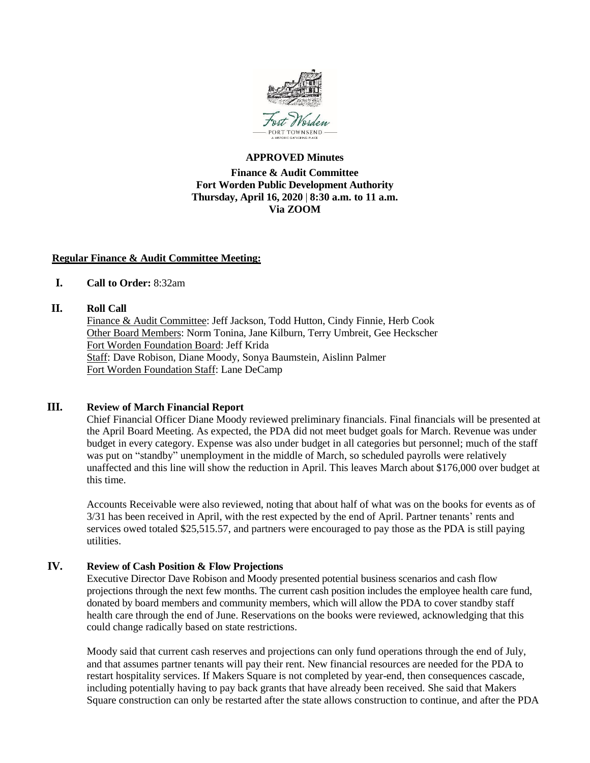**APPROVED Minutes**

**Finance & Audit Committee**
**Fort Worden Public Development Authority**
**Thursday, April 16, 2020 | 8:30 a.m. to 11 a.m.**
**Via ZOOM**

**Regular Finance & Audit Committee Meeting:**

**I. Call to Order:** 8:32am

**II. Roll Call**

Finance & Audit Committee: Jeff Jackson, Todd Hutton, Cindy Finnie, Herb Cook
Other Board Members: Norm Tonina, Jane Kilburn, Terry Umbreit, Gee Heckscher
Fort Worden Foundation Board: Jeff Krida
Staff: Dave Robison, Diane Moody, Sonya Baumstein, Aislinn Palmer
Fort Worden Foundation Staff: Lane DeCamp

**III. Review of March Financial Report**

Chief Financial Officer Diane Moody reviewed preliminary financials. Final financials will be presented at the April Board Meeting. As expected, the PDA did not meet budget goals for March. Revenue was under budget in every category. Expense was also under budget in all categories but personnel; much of the staff was put on "standby" unemployment in the middle of March, so scheduled payrolls were relatively unaffected and this line will show the reduction in April. This leaves March about $176,000 over budget at this time.

Accounts Receivable were also reviewed, noting that about half of what was on the books for events as of 3/31 has been received in April, with the rest expected by the end of April. Partner tenants' rents and services owed totaled $25,515.57, and partners were encouraged to pay those as the PDA is still paying utilities.

**IV. Review of Cash Position & Flow Projections**

Executive Director Dave Robison and Moody presented potential business scenarios and cash flow projections through the next few months. The current cash position includes the employee health care fund, donated by board members and community members, which will allow the PDA to cover standby staff health care through the end of June. Reservations on the books were reviewed, acknowledging that this could change radically based on state restrictions.

Moody said that current cash reserves and projections can only fund operations through the end of July, and that assumes partner tenants will pay their rent. New financial resources are needed for the PDA to restart hospitality services. If Makers Square is not completed by year-end, then consequences cascade, including potentially having to pay back grants that have already been received. She said that Makers Square construction can only be restarted after the state allows construction to continue, and after the PDA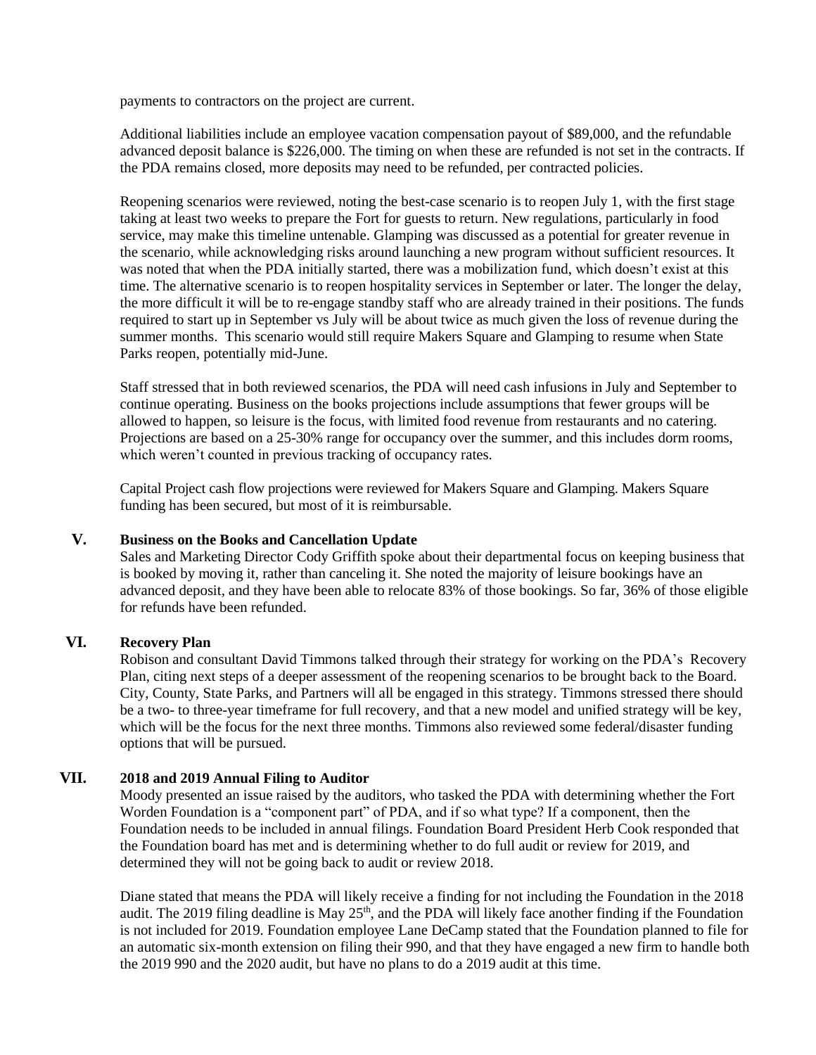payments to contractors on the project are current.

Additional liabilities include an employee vacation compensation payout of $89,000, and the refundable advanced deposit balance is $226,000. The timing on when these are refunded is not set in the contracts. If the PDA remains closed, more deposits may need to be refunded, per contracted policies.

Reopening scenarios were reviewed, noting the best-case scenario is to reopen July 1, with the first stage taking at least two weeks to prepare the Fort for guests to return. New regulations, particularly in food service, may make this timeline untenable. Glamping was discussed as a potential for greater revenue in the scenario, while acknowledging risks around launching a new program without sufficient resources. It was noted that when the PDA initially started, there was a mobilization fund, which doesn't exist at this time. The alternative scenario is to reopen hospitality services in September or later. The longer the delay, the more difficult it will be to re-engage standby staff who are already trained in their positions. The funds required to start up in September vs July will be about twice as much given the loss of revenue during the summer months. This scenario would still require Makers Square and Glamping to resume when State Parks reopen, potentially mid-June.

Staff stressed that in both reviewed scenarios, the PDA will need cash infusions in July and September to continue operating. Business on the books projections include assumptions that fewer groups will be allowed to happen, so leisure is the focus, with limited food revenue from restaurants and no catering. Projections are based on a 25-30% range for occupancy over the summer, and this includes dorm rooms, which weren't counted in previous tracking of occupancy rates.

Capital Project cash flow projections were reviewed for Makers Square and Glamping. Makers Square funding has been secured, but most of it is reimbursable.

## V. Business on the Books and Cancellation Update

Sales and Marketing Director Cody Griffith spoke about their departmental focus on keeping business that is booked by moving it, rather than canceling it. She noted the majority of leisure bookings have an advanced deposit, and they have been able to relocate 83% of those bookings. So far, 36% of those eligible for refunds have been refunded.

## VI. Recovery Plan

Robison and consultant David Timmons talked through their strategy for working on the PDA's Recovery Plan, citing next steps of a deeper assessment of the reopening scenarios to be brought back to the Board. City, County, State Parks, and Partners will all be engaged in this strategy. Timmons stressed there should be a two- to three-year timeframe for full recovery, and that a new model and unified strategy will be key, which will be the focus for the next three months. Timmons also reviewed some federal/disaster funding options that will be pursued.

## VII. 2018 and 2019 Annual Filing to Auditor

Moody presented an issue raised by the auditors, who tasked the PDA with determining whether the Fort Worden Foundation is a "component part" of PDA, and if so what type? If a component, then the Foundation needs to be included in annual filings. Foundation Board President Herb Cook responded that the Foundation board has met and is determining whether to do full audit or review for 2019, and determined they will not be going back to audit or review 2018.

Diane stated that means the PDA will likely receive a finding for not including the Foundation in the 2018 audit. The 2019 filing deadline is May 25th, and the PDA will likely face another finding if the Foundation is not included for 2019. Foundation employee Lane DeCamp stated that the Foundation planned to file for an automatic six-month extension on filing their 990, and that they have engaged a new firm to handle both the 2019 990 and the 2020 audit, but have no plans to do a 2019 audit at this time.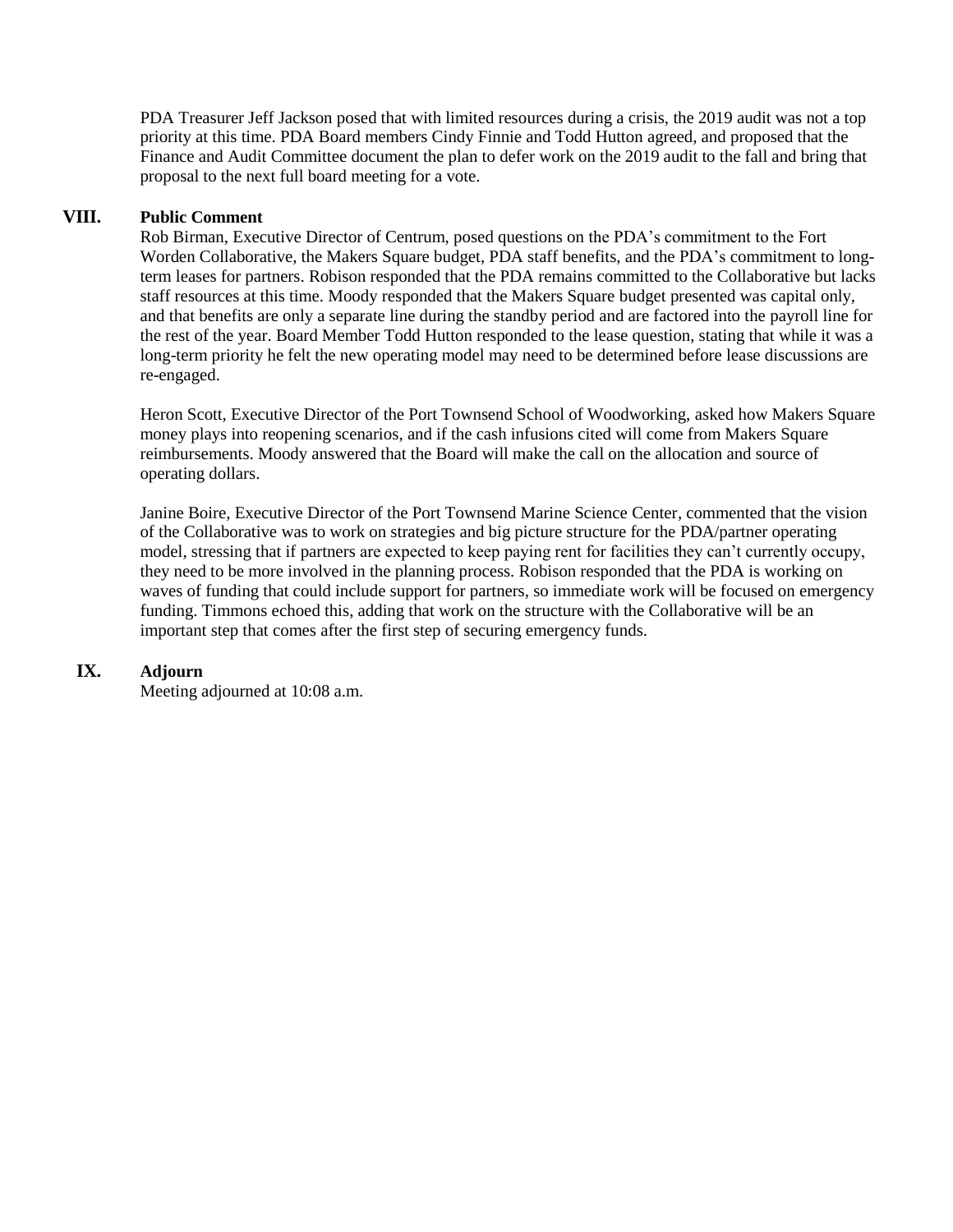PDA Treasurer Jeff Jackson posed that with limited resources during a crisis, the 2019 audit was not a top priority at this time. PDA Board members Cindy Finnie and Todd Hutton agreed, and proposed that the Finance and Audit Committee document the plan to defer work on the 2019 audit to the fall and bring that proposal to the next full board meeting for a vote.

## VIII. Public Comment

Rob Birman, Executive Director of Centrum, posed questions on the PDA's commitment to the Fort Worden Collaborative, the Makers Square budget, PDA staff benefits, and the PDA's commitment to long-term leases for partners. Robison responded that the PDA remains committed to the Collaborative but lacks staff resources at this time. Moody responded that the Makers Square budget presented was capital only, and that benefits are only a separate line during the standby period and are factored into the payroll line for the rest of the year. Board Member Todd Hutton responded to the lease question, stating that while it was a long-term priority he felt the new operating model may need to be determined before lease discussions are re-engaged.

Heron Scott, Executive Director of the Port Townsend School of Woodworking, asked how Makers Square money plays into reopening scenarios, and if the cash infusions cited will come from Makers Square reimbursements. Moody answered that the Board will make the call on the allocation and source of operating dollars.

Janine Boire, Executive Director of the Port Townsend Marine Science Center, commented that the vision of the Collaborative was to work on strategies and big picture structure for the PDA/partner operating model, stressing that if partners are expected to keep paying rent for facilities they can't currently occupy, they need to be more involved in the planning process. Robison responded that the PDA is working on waves of funding that could include support for partners, so immediate work will be focused on emergency funding. Timmons echoed this, adding that work on the structure with the Collaborative will be an important step that comes after the first step of securing emergency funds.

## IX. Adjourn

Meeting adjourned at 10:08 a.m.